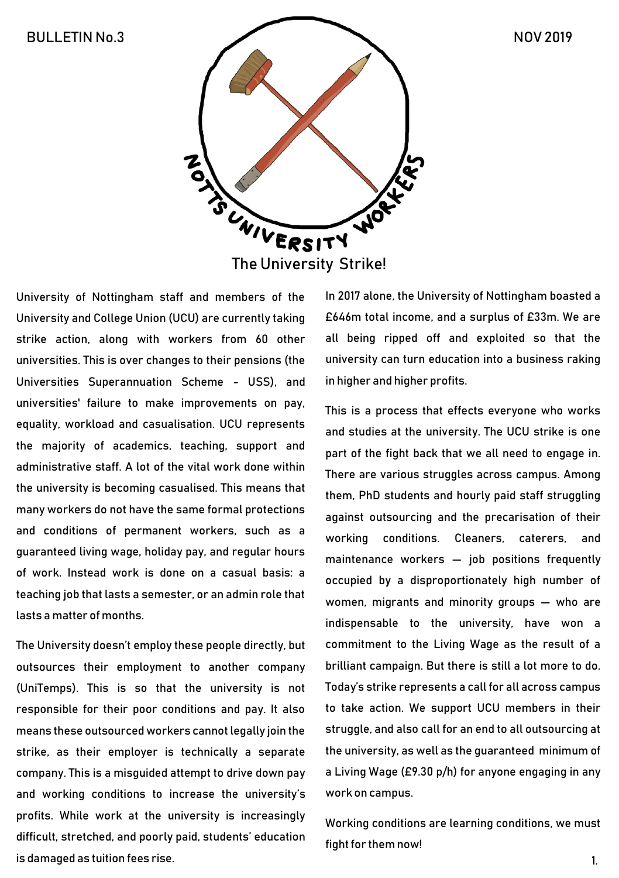BULLETIN No.3

NOV 2019

NOTTS UNIVERSITY WORKERS

# The University Strike!

University of Nottingham staff and members of the University and College Union (UCU) are currently taking strike action, along with workers from 60 other universities. This is over changes to their pensions (the Universities Superannuation Scheme - USS), and universities' failure to make improvements on pay, equality, workload and casualisation. UCU represents the majority of academics, teaching, support and administrative staff. A lot of the vital work done within the university is becoming casualised. This means that many workers do not have the same formal protections and conditions of permanent workers, such as a guaranteed living wage, holiday pay, and regular hours of work. Instead work is done on a casual basis: a teaching job that lasts a semester, or an admin role that lasts a matter of months.

The University doesn't employ these people directly, but outsources their employment to another company (UniTemps). This is so that the university is not responsible for their poor conditions and pay. It also means these outsourced workers cannot legally join the strike, as their employer is technically a separate company. This is a misguided attempt to drive down pay and working conditions to increase the university's profits. While work at the university is increasingly difficult, stretched, and poorly paid, students' education is damaged as tuition fees rise.

In 2017 alone, the University of Nottingham boasted a £646m total income, and a surplus of £33m. We are all being ripped off and exploited so that the university can turn education into a business raking in higher and higher profits.

This is a process that effects everyone who works and studies at the university. The UCU strike is one part of the fight back that we all need to engage in. There are various struggles across campus. Among them, PhD students and hourly paid staff struggling against outsourcing and the precarisation of their working conditions. Cleaners, caterers, and maintenance workers — job positions frequently occupied by a disproportionately high number of women, migrants and minority groups — who are indispensable to the university, have won a commitment to the Living Wage as the result of a brilliant campaign. But there is still a lot more to do. Today's strike represents a call for all across campus to take action. We support UCU members in their struggle, and also call for an end to all outsourcing at the university, as well as the guaranteed minimum of a Living Wage (£9.30 p/h) for anyone engaging in any work on campus.

Working conditions are learning conditions, we must fight for them now!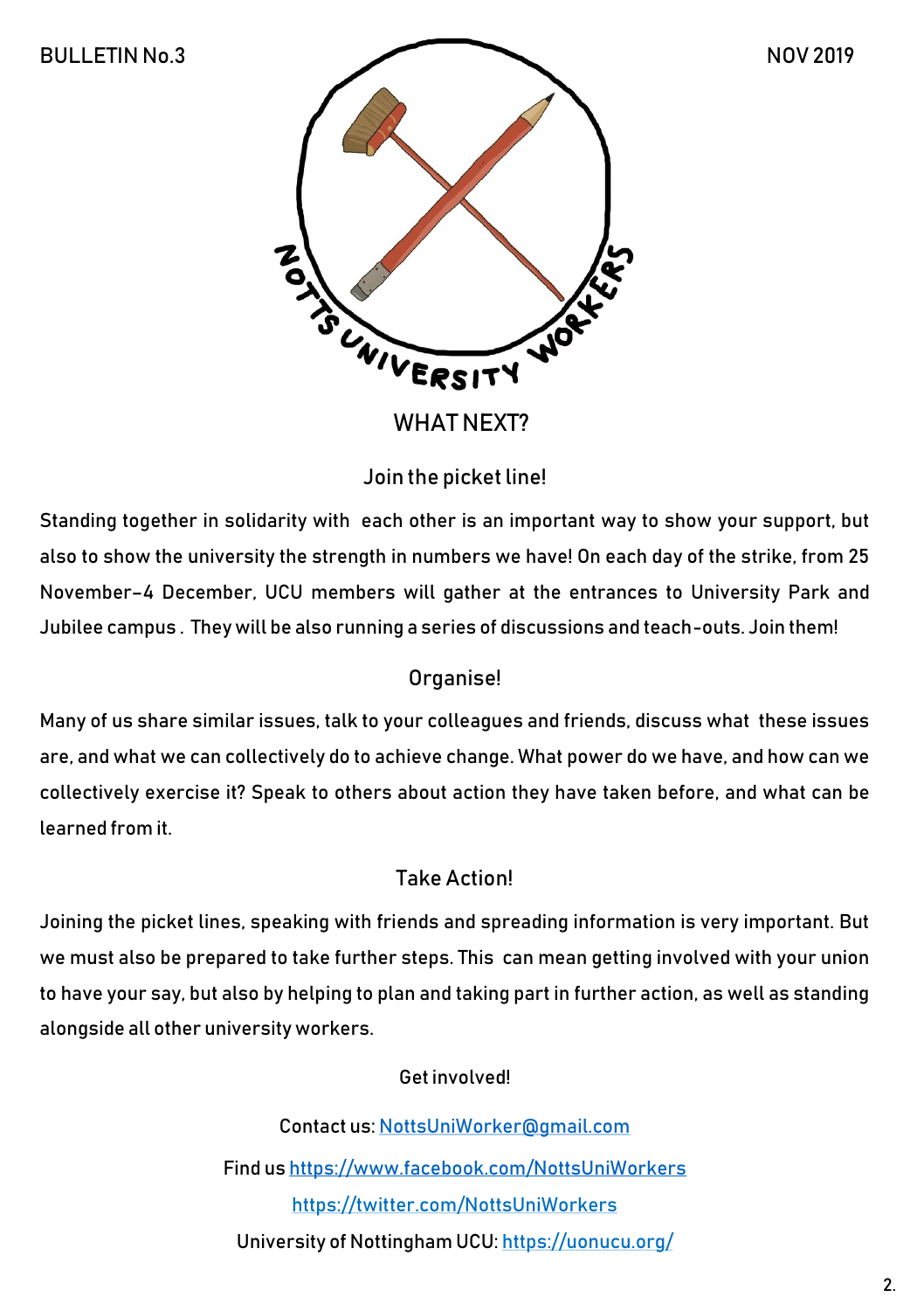BULLETIN No.3 NOV 2019

NOTTS UNIVERSITY WORKERS

# WHAT NEXT?

## Join the picket line!

Standing together in solidarity with each other is an important way to show your support, but also to show the university the strength in numbers we have! On each day of the strike, from 25 November–4 December, UCU members will gather at the entrances to University Park and Jubilee campus. They will be also running a series of discussions and teach-outs. Join them!

## Organise!

Many of us share similar issues, talk to your colleagues and friends, discuss what these issues are, and what we can collectively do to achieve change. What power do we have, and how can we collectively exercise it? Speak to others about action they have taken before, and what can be learned from it.

## Take Action!

Joining the picket lines, speaking with friends and spreading information is very important. But we must also be prepared to take further steps. This can mean getting involved with your union to have your say, but also by helping to plan and taking part in further action, as well as standing alongside all other university workers.

Get involved!

Contact us: NottsUniWorker@gmail.com

Find us https://www.facebook.com/NottsUniWorkers

https://twitter.com/NottsUniWorkers

University of Nottingham UCU: https://uonucu.org/